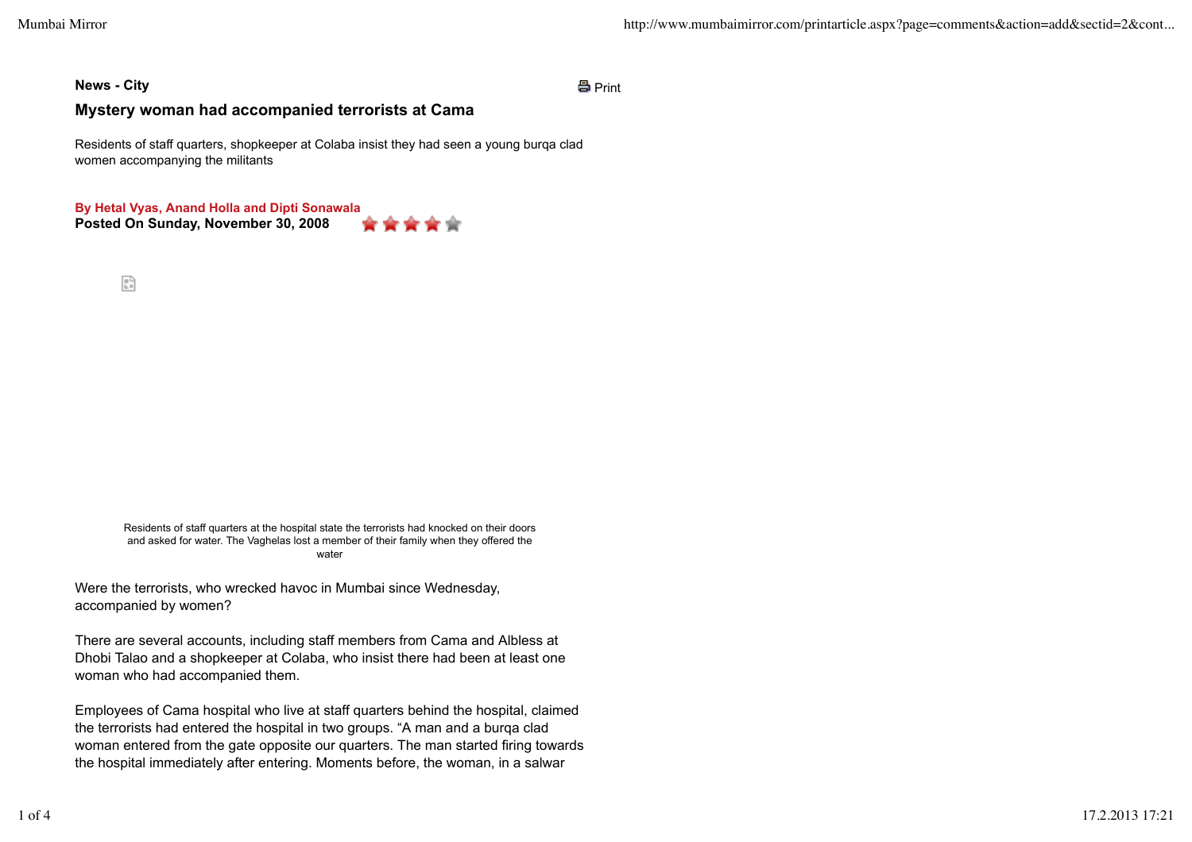**News - City**

# Mystery woman had accompanied terrorists at Cama

Residents of staff quarters, shopkeeper at Colaba insist they had seen a young burqa clad women accompanying the militants

**By Hetal Vyas, Anand Holla and Dipti Sonawala**
**Posted On Sunday, November 30, 2008**

Residents of staff quarters at the hospital state the terrorists had knocked on their doors and asked for water. The Vaghelas lost a member of their family when they offered the water

Were the terrorists, who wrecked havoc in Mumbai since Wednesday, accompanied by women?

There are several accounts, including staff members from Cama and Albless at Dhobi Talao and a shopkeeper at Colaba, who insist there had been at least one woman who had accompanied them.

Employees of Cama hospital who live at staff quarters behind the hospital, claimed the terrorists had entered the hospital in two groups. “A man and a burqa clad woman entered from the gate opposite our quarters. The man started firing towards the hospital immediately after entering. Moments before, the woman, in a salwar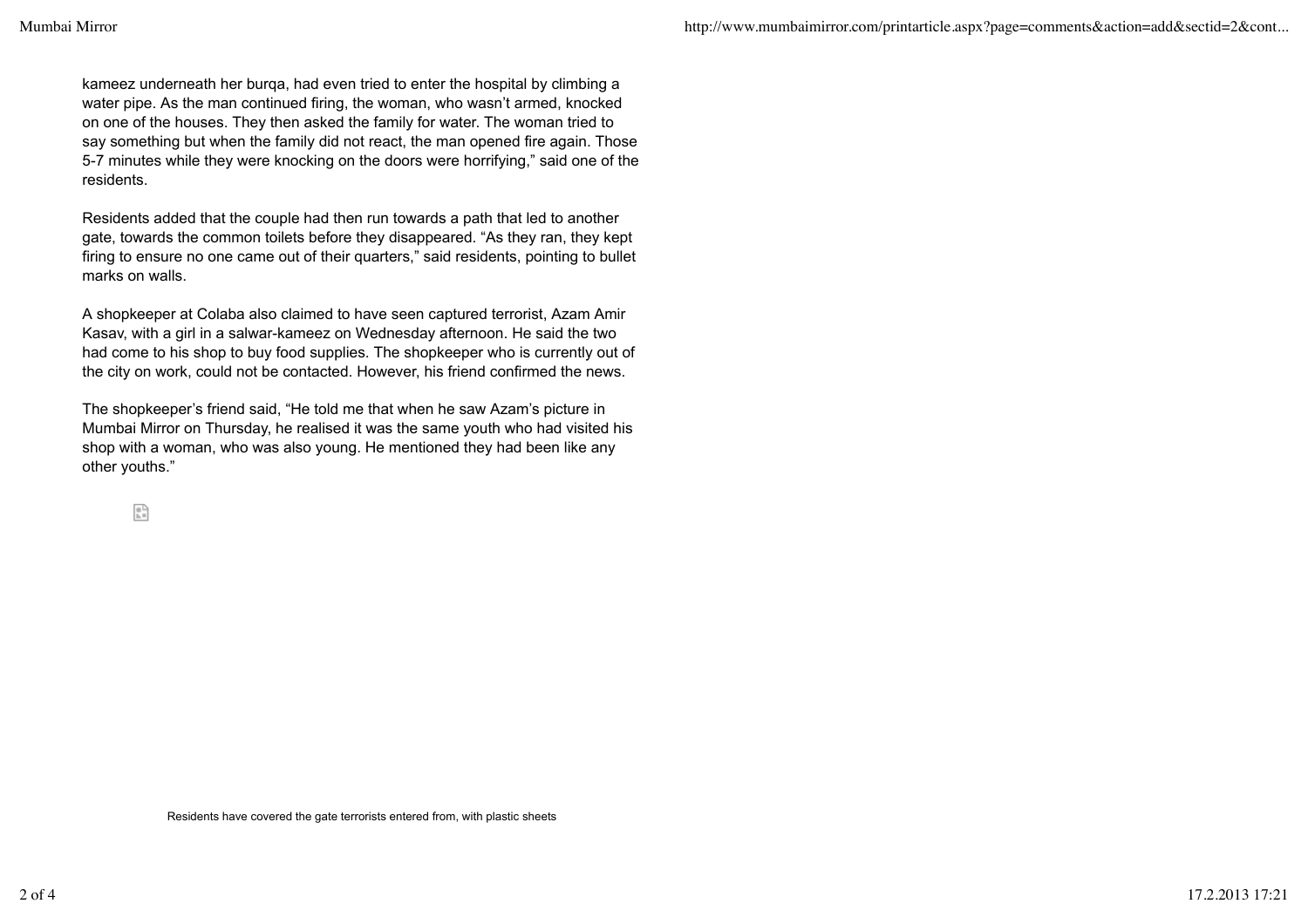kameez underneath her burqa, had even tried to enter the hospital by climbing a water pipe. As the man continued firing, the woman, who wasn't armed, knocked on one of the houses. They then asked the family for water. The woman tried to say something but when the family did not react, the man opened fire again. Those 5-7 minutes while they were knocking on the doors were horrifying," said one of the residents.

Residents added that the couple had then run towards a path that led to another gate, towards the common toilets before they disappeared. "As they ran, they kept firing to ensure no one came out of their quarters," said residents, pointing to bullet marks on walls.

A shopkeeper at Colaba also claimed to have seen captured terrorist, Azam Amir Kasav, with a girl in a salwar-kameez on Wednesday afternoon. He said the two had come to his shop to buy food supplies. The shopkeeper who is currently out of the city on work, could not be contacted. However, his friend confirmed the news.

The shopkeeper's friend said, "He told me that when he saw Azam's picture in Mumbai Mirror on Thursday, he realised it was the same youth who had visited his shop with a woman, who was also young. He mentioned they had been like any other youths."

Residents have covered the gate terrorists entered from, with plastic sheets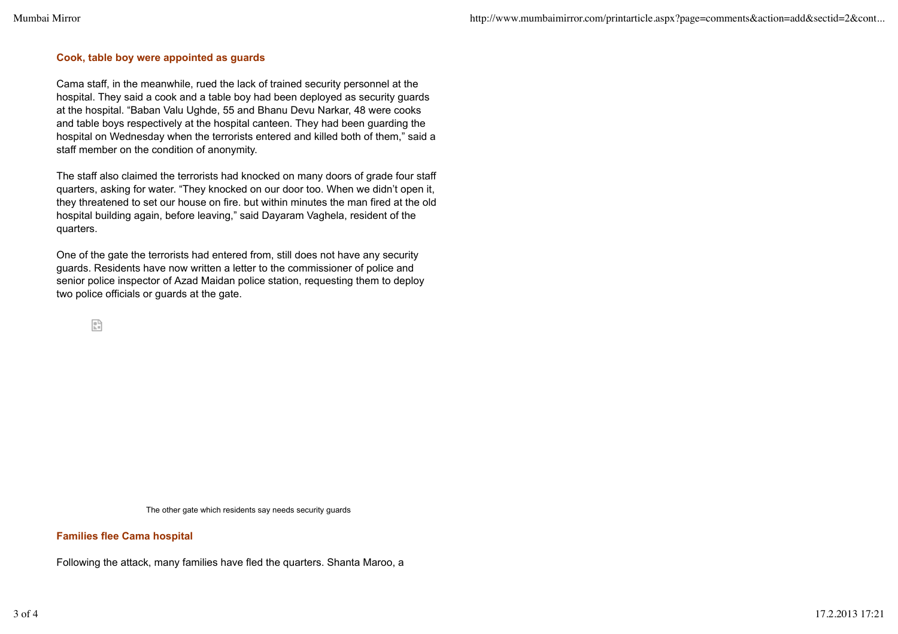### Cook, table boy were appointed as guards

Cama staff, in the meanwhile, rued the lack of trained security personnel at the hospital. They said a cook and a table boy had been deployed as security guards at the hospital. “Baban Valu Ughde, 55 and Bhanu Devu Narkar, 48 were cooks and table boys respectively at the hospital canteen. They had been guarding the hospital on Wednesday when the terrorists entered and killed both of them,” said a staff member on the condition of anonymity.

The staff also claimed the terrorists had knocked on many doors of grade four staff quarters, asking for water. “They knocked on our door too. When we didn’t open it, they threatened to set our house on fire. but within minutes the man fired at the old hospital building again, before leaving,” said Dayaram Vaghela, resident of the quarters.

One of the gate the terrorists had entered from, still does not have any security guards. Residents have now written a letter to the commissioner of police and senior police inspector of Azad Maidan police station, requesting them to deploy two police officials or guards at the gate.

The other gate which residents say needs security guards

### Families flee Cama hospital

Following the attack, many families have fled the quarters. Shanta Maroo, a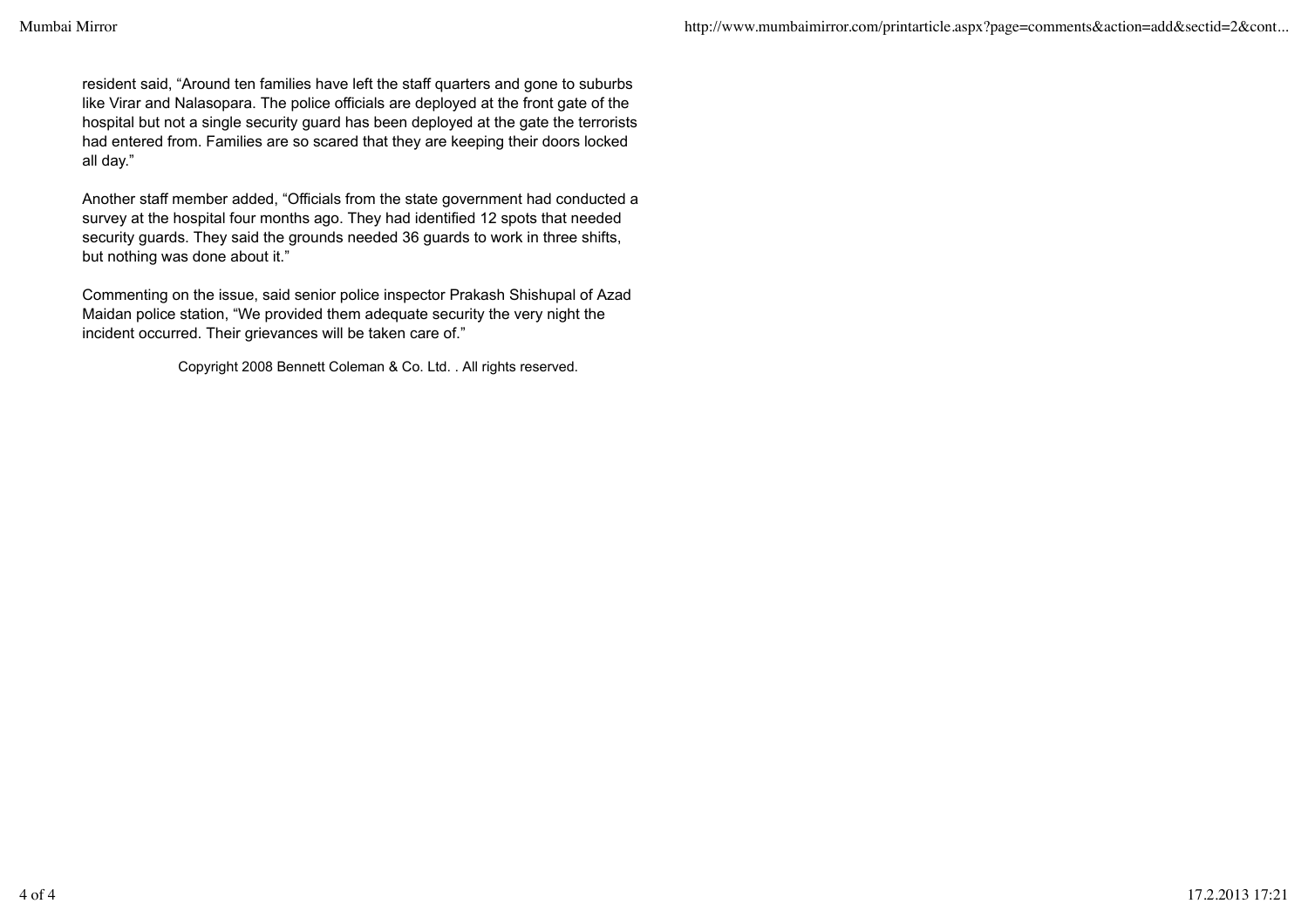resident said, “Around ten families have left the staff quarters and gone to suburbs like Virar and Nalasopara. The police officials are deployed at the front gate of the hospital but not a single security guard has been deployed at the gate the terrorists had entered from. Families are so scared that they are keeping their doors locked all day.”

Another staff member added, “Officials from the state government had conducted a survey at the hospital four months ago. They had identified 12 spots that needed security guards. They said the grounds needed 36 guards to work in three shifts, but nothing was done about it.”

Commenting on the issue, said senior police inspector Prakash Shishupal of Azad Maidan police station, “We provided them adequate security the very night the incident occurred. Their grievances will be taken care of.”

Copyright 2008 Bennett Coleman & Co. Ltd. . All rights reserved.